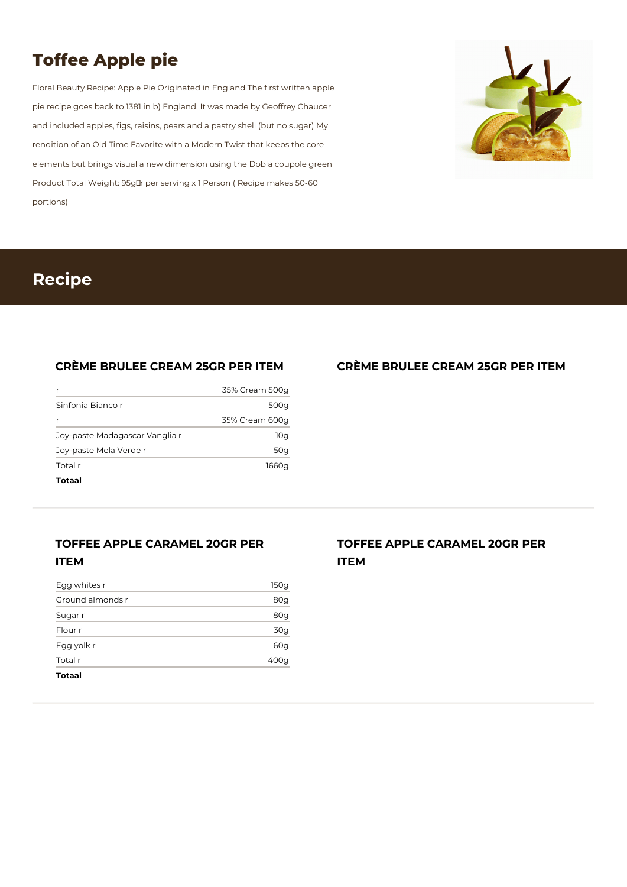# Toffee Apple pie

Floral Beauty Recipe: Apple Pie Originated in England The first written apple pie recipe goes back to 1381 in b) England. It was made by Geoffrey Chaucer and included apples, figs, raisins, pears and a pastry shell (but no sugar) My rendition of an Old Time Favorite with a Modern Twist that keeps the core elements but brings visual a new dimension using the Dobla coupole green Product Total Weight: 95g r per serving x 1 Person ( Recipe makes 50-60 portions)

## Recipe

### CRÈME BRULEE CREAM 25GR PER ITEM

| | |
|---|---|
| r | 35% Cream 500g |
| Sinfonia Bianco r | 500g |
| r | 35% Cream 600g |
| Joy-paste Madagascar Vanglia r | 10g |
| Joy-paste Mela Verde r | 50g |
| Total r | 1660g |
| **Totaal** | |

### CRÈME BRULEE CREAM 25GR PER ITEM

### TOFFEE APPLE CARAMEL 20GR PER ITEM

| | |
|---|---|
| Egg whites r | 150g |
| Ground almonds r | 80g |
| Sugar r | 80g |
| Flour r | 30g |
| Egg yolk r | 60g |
| Total r | 400g |
| **Totaal** | |

### TOFFEE APPLE CARAMEL 20GR PER ITEM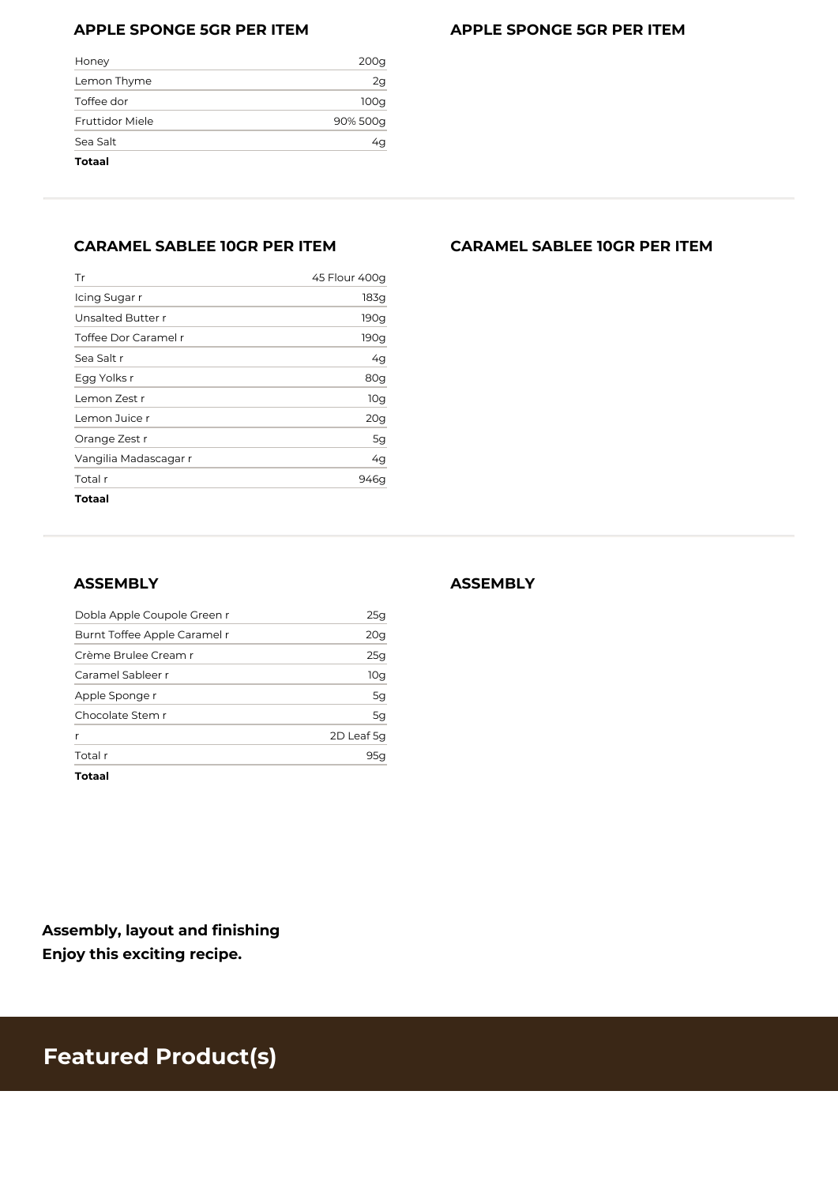## APPLE SPONGE 5GR PER ITEM

| | |
|---|---|
| Honey | 200g |
| Lemon Thyme | 2g |
| Toffee dor | 100g |
| Fruttidor Miele | 90% 500g |
| Sea Salt | 4g |
| **Totaal** | |

## APPLE SPONGE 5GR PER ITEM

## CARAMEL SABLEE 10GR PER ITEM

| | |
|---|---|
| Tr | 45 Flour 400g |
| Icing Sugar r | 183g |
| Unsalted Butter r | 190g |
| Toffee Dor Caramel r | 190g |
| Sea Salt r | 4g |
| Egg Yolks r | 80g |
| Lemon Zest r | 10g |
| Lemon Juice r | 20g |
| Orange Zest r | 5g |
| Vangilia Madascagar r | 4g |
| Total r | 946g |
| **Totaal** | |

## CARAMEL SABLEE 10GR PER ITEM

## ASSEMBLY

| | |
|---|---|
| Dobla Apple Coupole Green r | 25g |
| Burnt Toffee Apple Caramel r | 20g |
| Crème Brulee Cream r | 25g |
| Caramel Sableer r | 10g |
| Apple Sponge r | 5g |
| Chocolate Stem r | 5g |
| r | 2D Leaf 5g |
| Total r | 95g |
| **Totaal** | |

## ASSEMBLY

**Assembly, layout and finishing**
**Enjoy this exciting recipe.**

## Featured Product(s)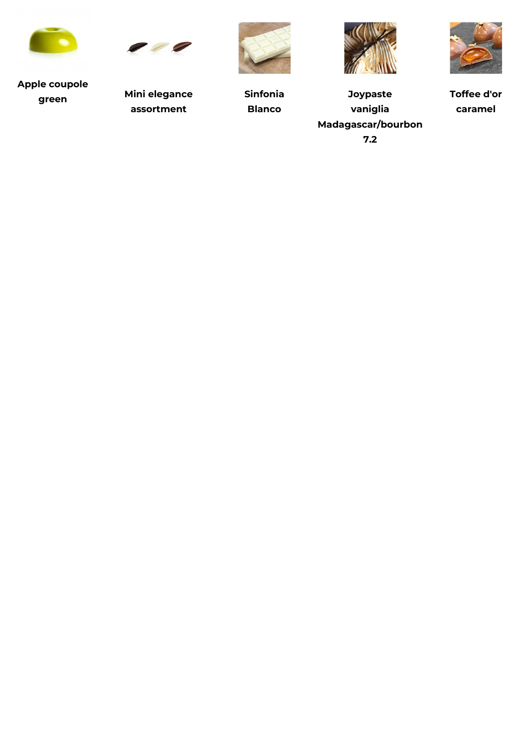**Apple coupole green**

**Mini elegance assortment**

**Sinfonia Blanco**

**Joypaste vaniglia Madagascar/bourbon 7.2**

**Toffee d'or caramel**